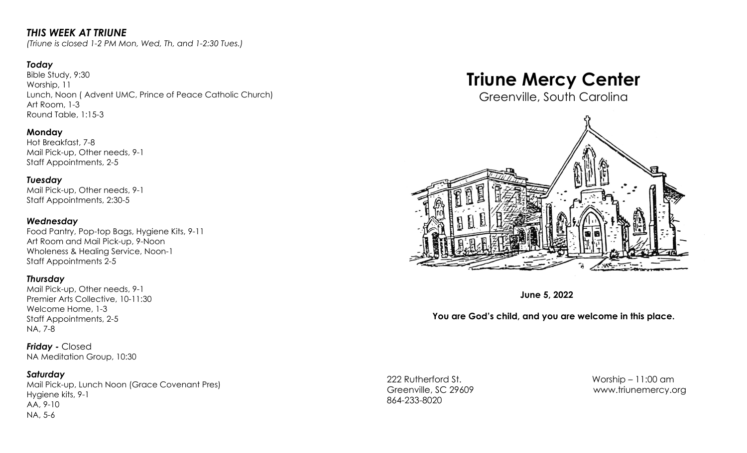## *THIS WEEK AT TRIUNE*

*(Triune is closed 1-2 PM Mon, Wed, Th, and 1-2:30 Tues.)*

### *Today*

Bible Study, 9:30
Worship, 11
Lunch, Noon ( Advent UMC, Prince of Peace Catholic Church)
Art Room, 1-3
Round Table, 1:15-3

### **Monday**

Hot Breakfast, 7-8
Mail Pick-up, Other needs, 9-1
Staff Appointments, 2-5

### *Tuesday*

Mail Pick-up, Other needs, 9-1
Staff Appointments, 2:30-5

### *Wednesday*

Food Pantry, Pop-top Bags, Hygiene Kits, 9-11
Art Room and Mail Pick-up, 9-Noon
Wholeness & Healing Service, Noon-1
Staff Appointments 2-5

### *Thursday*

Mail Pick-up, Other needs, 9-1
Premier Arts Collective, 10-11:30
Welcome Home, 1-3
Staff Appointments, 2-5
NA, 7-8

***Friday -*** Closed
NA Meditation Group, 10:30

### *Saturday*

Mail Pick-up, Lunch Noon (Grace Covenant Pres)
Hygiene kits, 9-1
AA, 9-10
NA, 5-6

# Triune Mercy Center

Greenville, South Carolina

**June 5, 2022**

**You are God's child, and you are welcome in this place.**

222 Rutherford St.
Greenville, SC 29609
864-233-8020

Worship – 11:00 am
www.triunemercy.org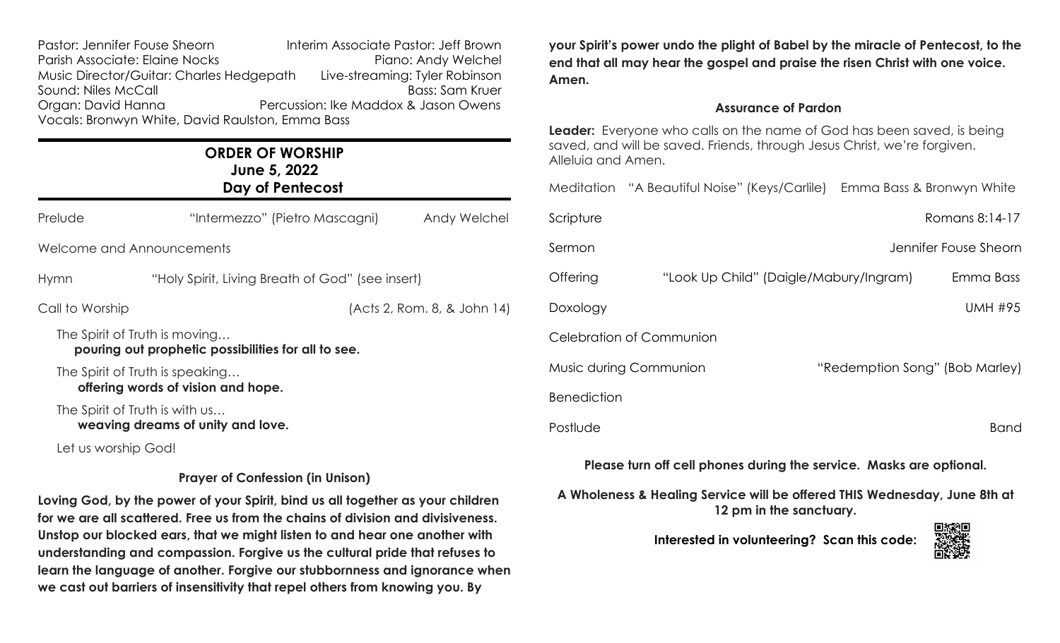Pastor: Jennifer Fouse Sheorn — Interim Associate Pastor: Jeff Brown
Parish Associate: Elaine Nocks — Piano: Andy Welchel
Music Director/Guitar: Charles Hedgepath — Live-streaming: Tyler Robinson
Sound: Niles McCall — Bass: Sam Kruer
Organ: David Hanna — Percussion: Ike Maddox & Jason Owens
Vocals: Bronwyn White, David Raulston, Emma Bass

## ORDER OF WORSHIP
### June 5, 2022
### Day of Pentecost

Prelude — "Intermezzo" (Pietro Mascagni) — Andy Welchel

Welcome and Announcements

Hymn — "Holy Spirit, Living Breath of God" (see insert)

Call to Worship — (Acts 2, Rom. 8, & John 14)

The Spirit of Truth is moving…
**pouring out prophetic possibilities for all to see.**

The Spirit of Truth is speaking…
**offering words of vision and hope.**

The Spirit of Truth is with us…
**weaving dreams of unity and love.**

Let us worship God!

**Prayer of Confession (in Unison)**

**Loving God, by the power of your Spirit, bind us all together as your children for we are all scattered. Free us from the chains of division and divisiveness. Unstop our blocked ears, that we might listen to and hear one another with understanding and compassion. Forgive us the cultural pride that refuses to learn the language of another. Forgive our stubbornness and ignorance when we cast out barriers of insensitivity that repel others from knowing you. By your Spirit's power undo the plight of Babel by the miracle of Pentecost, to the end that all may hear the gospel and praise the risen Christ with one voice. Amen.**

**Assurance of Pardon**

**Leader:** Everyone who calls on the name of God has been saved, is being saved, and will be saved. Friends, through Jesus Christ, we're forgiven. Alleluia and Amen.

Meditation — "A Beautiful Noise" (Keys/Carlile) — Emma Bass & Bronwyn White

Scripture — Romans 8:14-17

Sermon — Jennifer Fouse Sheorn

Offering — "Look Up Child" (Daigle/Mabury/Ingram) — Emma Bass

Doxology — UMH #95

Celebration of Communion

Music during Communion — "Redemption Song" (Bob Marley)

Benediction

Postlude — Band

**Please turn off cell phones during the service. Masks are optional.**

**A Wholeness & Healing Service will be offered THIS Wednesday, June 8th at 12 pm in the sanctuary.**

**Interested in volunteering? Scan this code:**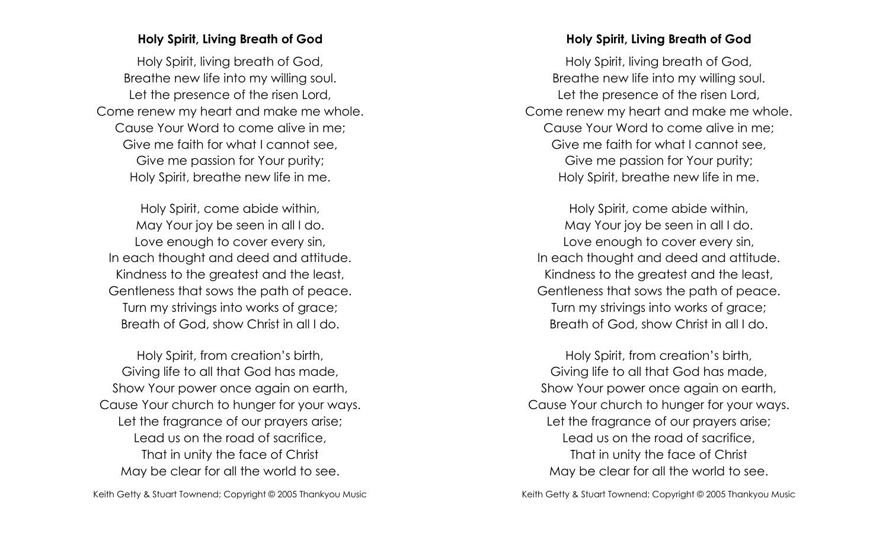**Holy Spirit, Living Breath of God**

Holy Spirit, living breath of God,
Breathe new life into my willing soul.
Let the presence of the risen Lord,
Come renew my heart and make me whole.
Cause Your Word to come alive in me;
Give me faith for what I cannot see,
Give me passion for Your purity;
Holy Spirit, breathe new life in me.

Holy Spirit, come abide within,
May Your joy be seen in all I do.
Love enough to cover every sin,
In each thought and deed and attitude.
Kindness to the greatest and the least,
Gentleness that sows the path of peace.
Turn my strivings into works of grace;
Breath of God, show Christ in all I do.

Holy Spirit, from creation's birth,
Giving life to all that God has made,
Show Your power once again on earth,
Cause Your church to hunger for your ways.
Let the fragrance of our prayers arise;
Lead us on the road of sacrifice,
That in unity the face of Christ
May be clear for all the world to see.

Keith Getty & Stuart Townend; Copyright © 2005 Thankyou Music

**Holy Spirit, Living Breath of God**

Holy Spirit, living breath of God,
Breathe new life into my willing soul.
Let the presence of the risen Lord,
Come renew my heart and make me whole.
Cause Your Word to come alive in me;
Give me faith for what I cannot see,
Give me passion for Your purity;
Holy Spirit, breathe new life in me.

Holy Spirit, come abide within,
May Your joy be seen in all I do.
Love enough to cover every sin,
In each thought and deed and attitude.
Kindness to the greatest and the least,
Gentleness that sows the path of peace.
Turn my strivings into works of grace;
Breath of God, show Christ in all I do.

Holy Spirit, from creation's birth,
Giving life to all that God has made,
Show Your power once again on earth,
Cause Your church to hunger for your ways.
Let the fragrance of our prayers arise;
Lead us on the road of sacrifice,
That in unity the face of Christ
May be clear for all the world to see.

Keith Getty & Stuart Townend; Copyright © 2005 Thankyou Music